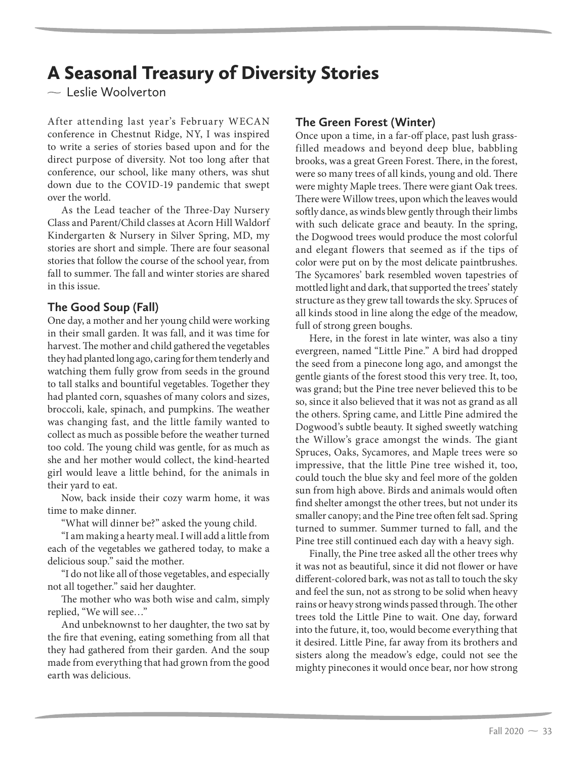# A Seasonal Treasury of Diversity Stories

~ Leslie Woolverton

After attending last year's February WECAN conference in Chestnut Ridge, NY, I was inspired to write a series of stories based upon and for the direct purpose of diversity. Not too long after that conference, our school, like many others, was shut down due to the COVID-19 pandemic that swept over the world.

As the Lead teacher of the Three-Day Nursery Class and Parent/Child classes at Acorn Hill Waldorf Kindergarten & Nursery in Silver Spring, MD, my stories are short and simple. There are four seasonal stories that follow the course of the school year, from fall to summer. The fall and winter stories are shared in this issue.

## The Good Soup (Fall)

One day, a mother and her young child were working in their small garden. It was fall, and it was time for harvest. The mother and child gathered the vegetables they had planted long ago, caring for them tenderly and watching them fully grow from seeds in the ground to tall stalks and bountiful vegetables. Together they had planted corn, squashes of many colors and sizes, broccoli, kale, spinach, and pumpkins. The weather was changing fast, and the little family wanted to collect as much as possible before the weather turned too cold. The young child was gentle, for as much as she and her mother would collect, the kind-hearted girl would leave a little behind, for the animals in their yard to eat.

Now, back inside their cozy warm home, it was time to make dinner.

"What will dinner be?" asked the young child.

"I am making a hearty meal. I will add a little from each of the vegetables we gathered today, to make a delicious soup." said the mother.

"I do not like all of those vegetables, and especially not all together." said her daughter.

The mother who was both wise and calm, simply replied, "We will see…"

And unbeknownst to her daughter, the two sat by the fire that evening, eating something from all that they had gathered from their garden. And the soup made from everything that had grown from the good earth was delicious.

## The Green Forest (Winter)

Once upon a time, in a far-off place, past lush grass-filled meadows and beyond deep blue, babbling brooks, was a great Green Forest. There, in the forest, were so many trees of all kinds, young and old. There were mighty Maple trees. There were giant Oak trees. There were Willow trees, upon which the leaves would softly dance, as winds blew gently through their limbs with such delicate grace and beauty. In the spring, the Dogwood trees would produce the most colorful and elegant flowers that seemed as if the tips of color were put on by the most delicate paintbrushes. The Sycamores' bark resembled woven tapestries of mottled light and dark, that supported the trees' stately structure as they grew tall towards the sky. Spruces of all kinds stood in line along the edge of the meadow, full of strong green boughs.

Here, in the forest in late winter, was also a tiny evergreen, named "Little Pine." A bird had dropped the seed from a pinecone long ago, and amongst the gentle giants of the forest stood this very tree. It, too, was grand; but the Pine tree never believed this to be so, since it also believed that it was not as grand as all the others. Spring came, and Little Pine admired the Dogwood's subtle beauty. It sighed sweetly watching the Willow's grace amongst the winds. The giant Spruces, Oaks, Sycamores, and Maple trees were so impressive, that the little Pine tree wished it, too, could touch the blue sky and feel more of the golden sun from high above. Birds and animals would often find shelter amongst the other trees, but not under its smaller canopy; and the Pine tree often felt sad. Spring turned to summer. Summer turned to fall, and the Pine tree still continued each day with a heavy sigh.

Finally, the Pine tree asked all the other trees why it was not as beautiful, since it did not flower or have different-colored bark, was not as tall to touch the sky and feel the sun, not as strong to be solid when heavy rains or heavy strong winds passed through. The other trees told the Little Pine to wait. One day, forward into the future, it, too, would become everything that it desired. Little Pine, far away from its brothers and sisters along the meadow's edge, could not see the mighty pinecones it would once bear, nor how strong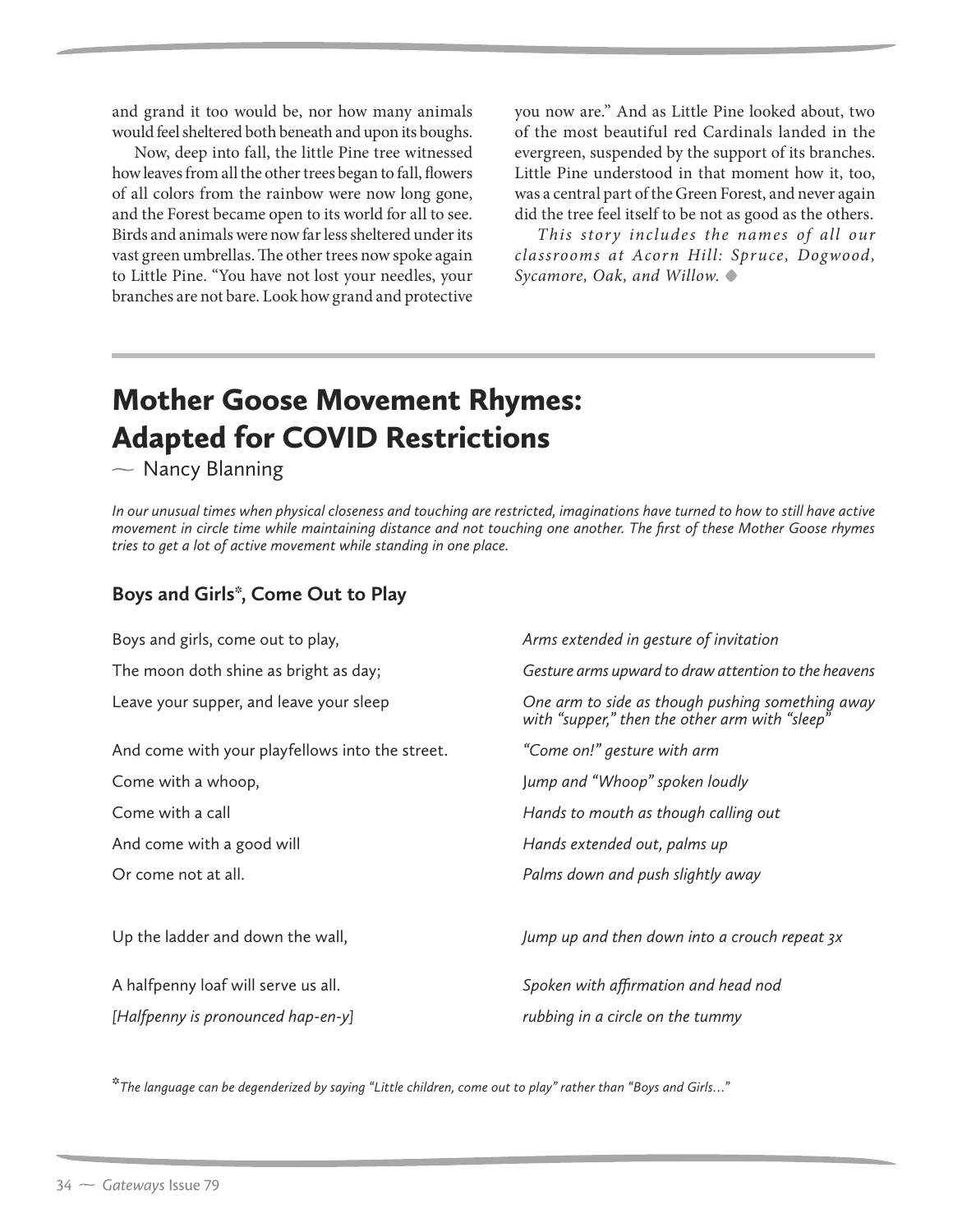and grand it too would be, nor how many animals would feel sheltered both beneath and upon its boughs.

Now, deep into fall, the little Pine tree witnessed how leaves from all the other trees began to fall, flowers of all colors from the rainbow were now long gone, and the Forest became open to its world for all to see. Birds and animals were now far less sheltered under its vast green umbrellas. The other trees now spoke again to Little Pine. "You have not lost your needles, your branches are not bare. Look how grand and protective you now are." And as Little Pine looked about, two of the most beautiful red Cardinals landed in the evergreen, suspended by the support of its branches. Little Pine understood in that moment how it, too, was a central part of the Green Forest, and never again did the tree feel itself to be not as good as the others.

*This story includes the names of all our classrooms at Acorn Hill: Spruce, Dogwood, Sycamore, Oak, and Willow.* ◆

# Mother Goose Movement Rhymes: Adapted for COVID Restrictions

~ Nancy Blanning

*In our unusual times when physical closeness and touching are restricted, imaginations have turned to how to still have active movement in circle time while maintaining distance and not touching one another. The first of these Mother Goose rhymes tries to get a lot of active movement while standing in one place.*

## Boys and Girls*, Come Out to Play

| | |
|---|---|
| Boys and girls, come out to play, | *Arms extended in gesture of invitation* |
| The moon doth shine as bright as day; | *Gesture arms upward to draw attention to the heavens* |
| Leave your supper, and leave your sleep | *One arm to side as though pushing something away with "supper," then the other arm with "sleep"* |
| And come with your playfellows into the street. | *"Come on!" gesture with arm* |
| Come with a whoop, | *Jump and "Whoop" spoken loudly* |
| Come with a call | *Hands to mouth as though calling out* |
| And come with a good will | *Hands extended out, palms up* |
| Or come not at all. | *Palms down and push slightly away* |
| Up the ladder and down the wall, | *Jump up and then down into a crouch repeat 3x* |
| A halfpenny loaf will serve us all. | *Spoken with affirmation and head nod* |
| *[Halfpenny is pronounced hap-en-y]* | *rubbing in a circle on the tummy* |

**The language can be degenderized by saying "Little children, come out to play" rather than "Boys and Girls..."*